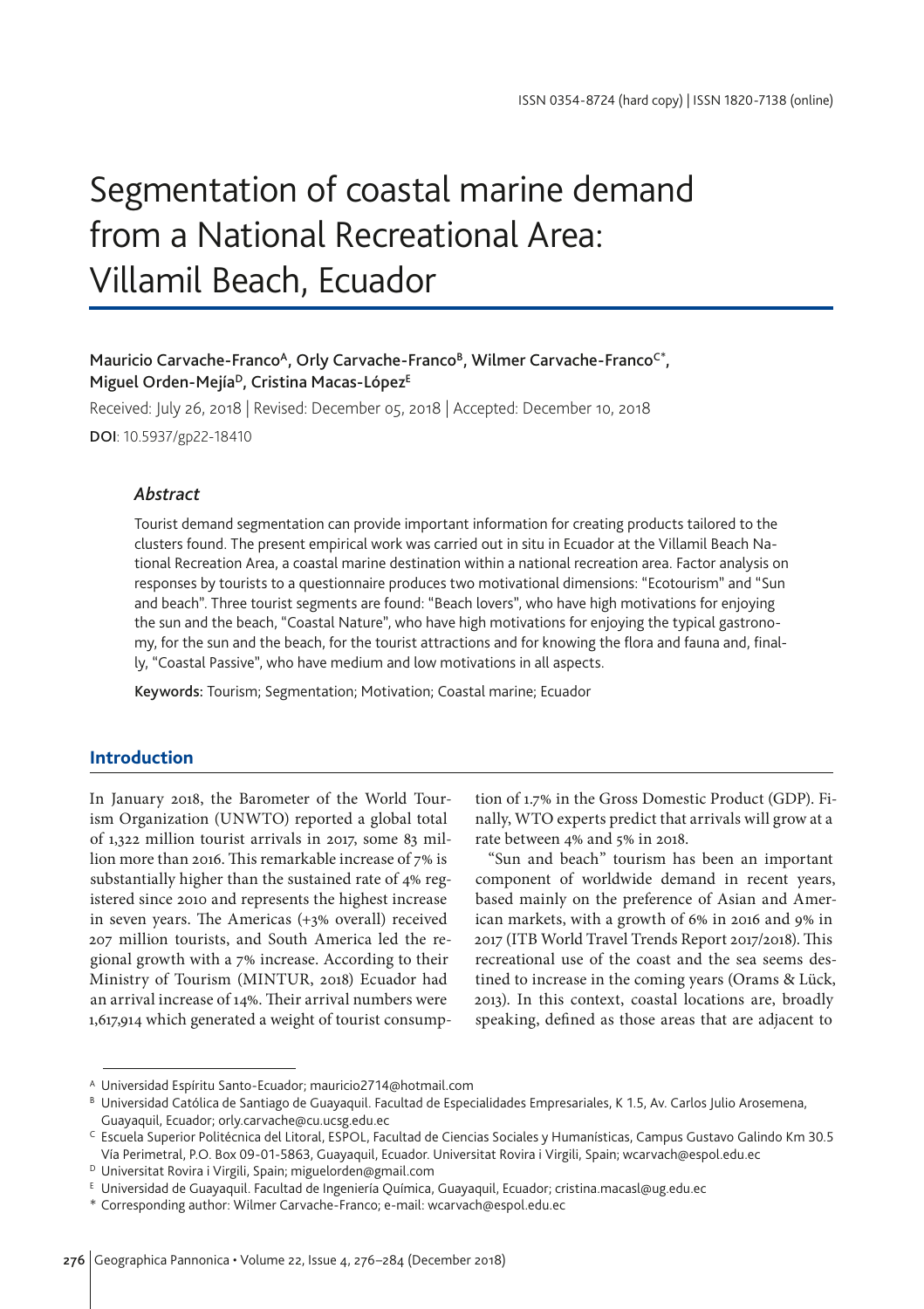ISSN 0354-8724 (hard copy) | ISSN 1820-7138 (online)

# Segmentation of coastal marine demand from a National Recreational Area: Villamil Beach, Ecuador

**Mauricio Carvache-Franco[A], Orly Carvache-Franco[B], Wilmer Carvache-Franco[C*], Miguel Orden-Mejía[D], Cristina Macas-López[E]**

Received: July 26, 2018 | Revised: December 05, 2018 | Accepted: December 10, 2018

**DOI**: 10.5937/gp22-18410

### *Abstract*

Tourist demand segmentation can provide important information for creating products tailored to the clusters found. The present empirical work was carried out in situ in Ecuador at the Villamil Beach National Recreation Area, a coastal marine destination within a national recreation area. Factor analysis on responses by tourists to a questionnaire produces two motivational dimensions: "Ecotourism" and "Sun and beach". Three tourist segments are found: "Beach lovers", who have high motivations for enjoying the sun and the beach, "Coastal Nature", who have high motivations for enjoying the typical gastronomy, for the sun and the beach, for the tourist attractions and for knowing the flora and fauna and, finally, "Coastal Passive", who have medium and low motivations in all aspects.

**Keywords:** Tourism; Segmentation; Motivation; Coastal marine; Ecuador

## Introduction

In January 2018, the Barometer of the World Tourism Organization (UNWTO) reported a global total of 1,322 million tourist arrivals in 2017, some 83 million more than 2016. This remarkable increase of 7% is substantially higher than the sustained rate of 4% registered since 2010 and represents the highest increase in seven years. The Americas (+3% overall) received 207 million tourists, and South America led the regional growth with a 7% increase. According to their Ministry of Tourism (MINTUR, 2018) Ecuador had an arrival increase of 14%. Their arrival numbers were 1,617,914 which generated a weight of tourist consumption of 1.7% in the Gross Domestic Product (GDP). Finally, WTO experts predict that arrivals will grow at a rate between 4% and 5% in 2018.

"Sun and beach" tourism has been an important component of worldwide demand in recent years, based mainly on the preference of Asian and American markets, with a growth of 6% in 2016 and 9% in 2017 (ITB World Travel Trends Report 2017/2018). This recreational use of the coast and the sea seems destined to increase in the coming years (Orams & Lück, 2013). In this context, coastal locations are, broadly speaking, defined as those areas that are adjacent to

---

[A] Universidad Espíritu Santo-Ecuador; mauricio2714@hotmail.com

[B] Universidad Católica de Santiago de Guayaquil. Facultad de Especialidades Empresariales, K 1.5, Av. Carlos Julio Arosemena, Guayaquil, Ecuador; orly.carvache@cu.ucsg.edu.ec

[C] Escuela Superior Politécnica del Litoral, ESPOL, Facultad de Ciencias Sociales y Humanísticas, Campus Gustavo Galindo Km 30.5 Vía Perimetral, P.O. Box 09-01-5863, Guayaquil, Ecuador. Universitat Rovira i Virgili, Spain; wcarvach@espol.edu.ec

[D] Universitat Rovira i Virgili, Spain; miguelorden@gmail.com

[E] Universidad de Guayaquil. Facultad de Ingeniería Química, Guayaquil, Ecuador; cristina.macasl@ug.edu.ec

\* Corresponding author: Wilmer Carvache-Franco; e-mail: wcarvach@espol.edu.ec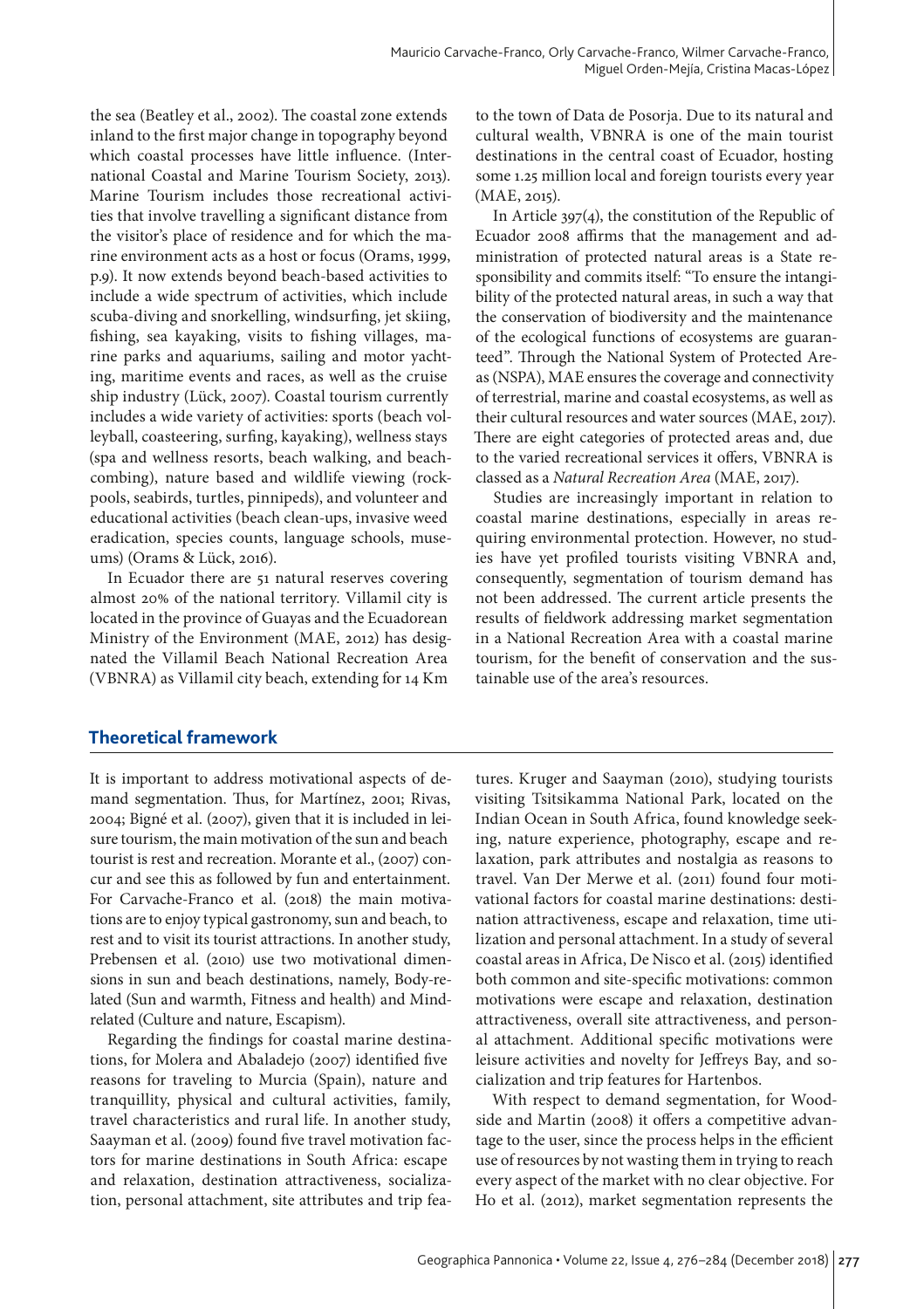the sea (Beatley et al., 2002). The coastal zone extends inland to the first major change in topography beyond which coastal processes have little influence. (International Coastal and Marine Tourism Society, 2013). Marine Tourism includes those recreational activities that involve travelling a significant distance from the visitor's place of residence and for which the marine environment acts as a host or focus (Orams, 1999, p.9). It now extends beyond beach-based activities to include a wide spectrum of activities, which include scuba-diving and snorkelling, windsurfing, jet skiing, fishing, sea kayaking, visits to fishing villages, marine parks and aquariums, sailing and motor yachting, maritime events and races, as well as the cruise ship industry (Lück, 2007). Coastal tourism currently includes a wide variety of activities: sports (beach volleyball, coasteering, surfing, kayaking), wellness stays (spa and wellness resorts, beach walking, and beachcombing), nature based and wildlife viewing (rockpools, seabirds, turtles, pinnipeds), and volunteer and educational activities (beach clean-ups, invasive weed eradication, species counts, language schools, museums) (Orams & Lück, 2016).

In Ecuador there are 51 natural reserves covering almost 20% of the national territory. Villamil city is located in the province of Guayas and the Ecuadorean Ministry of the Environment (MAE, 2012) has designated the Villamil Beach National Recreation Area (VBNRA) as Villamil city beach, extending for 14 Km to the town of Data de Posorja. Due to its natural and cultural wealth, VBNRA is one of the main tourist destinations in the central coast of Ecuador, hosting some 1.25 million local and foreign tourists every year (MAE, 2015).

In Article 397(4), the constitution of the Republic of Ecuador 2008 affirms that the management and administration of protected natural areas is a State responsibility and commits itself: "To ensure the intangibility of the protected natural areas, in such a way that the conservation of biodiversity and the maintenance of the ecological functions of ecosystems are guaranteed". Through the National System of Protected Areas (NSPA), MAE ensures the coverage and connectivity of terrestrial, marine and coastal ecosystems, as well as their cultural resources and water sources (MAE, 2017). There are eight categories of protected areas and, due to the varied recreational services it offers, VBNRA is classed as a *Natural Recreation Area* (MAE, 2017).

Studies are increasingly important in relation to coastal marine destinations, especially in areas requiring environmental protection. However, no studies have yet profiled tourists visiting VBNRA and, consequently, segmentation of tourism demand has not been addressed. The current article presents the results of fieldwork addressing market segmentation in a National Recreation Area with a coastal marine tourism, for the benefit of conservation and the sustainable use of the area's resources.

## Theoretical framework

It is important to address motivational aspects of demand segmentation. Thus, for Martínez, 2001; Rivas, 2004; Bigné et al. (2007), given that it is included in leisure tourism, the main motivation of the sun and beach tourist is rest and recreation. Morante et al., (2007) concur and see this as followed by fun and entertainment. For Carvache-Franco et al. (2018) the main motivations are to enjoy typical gastronomy, sun and beach, to rest and to visit its tourist attractions. In another study, Prebensen et al. (2010) use two motivational dimensions in sun and beach destinations, namely, Body-related (Sun and warmth, Fitness and health) and Mind-related (Culture and nature, Escapism).

Regarding the findings for coastal marine destinations, for Molera and Abaladejo (2007) identified five reasons for traveling to Murcia (Spain), nature and tranquillity, physical and cultural activities, family, travel characteristics and rural life. In another study, Saayman et al. (2009) found five travel motivation factors for marine destinations in South Africa: escape and relaxation, destination attractiveness, socialization, personal attachment, site attributes and trip features. Kruger and Saayman (2010), studying tourists visiting Tsitsikamma National Park, located on the Indian Ocean in South Africa, found knowledge seeking, nature experience, photography, escape and relaxation, park attributes and nostalgia as reasons to travel. Van Der Merwe et al. (2011) found four motivational factors for coastal marine destinations: destination attractiveness, escape and relaxation, time utilization and personal attachment. In a study of several coastal areas in Africa, De Nisco et al. (2015) identified both common and site-specific motivations: common motivations were escape and relaxation, destination attractiveness, overall site attractiveness, and personal attachment. Additional specific motivations were leisure activities and novelty for Jeffreys Bay, and socialization and trip features for Hartenbos.

With respect to demand segmentation, for Woodside and Martin (2008) it offers a competitive advantage to the user, since the process helps in the efficient use of resources by not wasting them in trying to reach every aspect of the market with no clear objective. For Ho et al. (2012), market segmentation represents the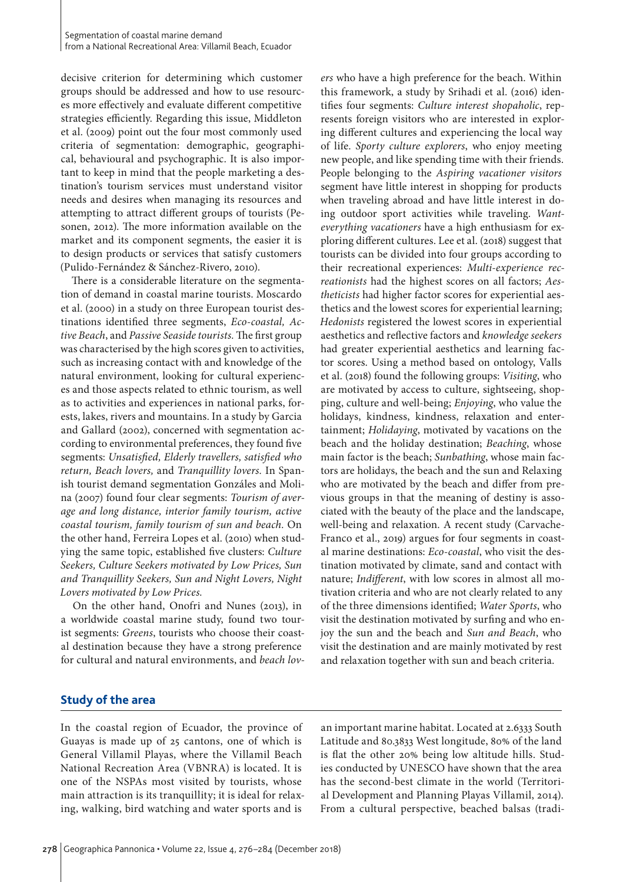decisive criterion for determining which customer groups should be addressed and how to use resources more effectively and evaluate different competitive strategies efficiently. Regarding this issue, Middleton et al. (2009) point out the four most commonly used criteria of segmentation: demographic, geographical, behavioural and psychographic. It is also important to keep in mind that the people marketing a destination's tourism services must understand visitor needs and desires when managing its resources and attempting to attract different groups of tourists (Pesonen, 2012). The more information available on the market and its component segments, the easier it is to design products or services that satisfy customers (Pulido-Fernández & Sánchez-Rivero, 2010).

There is a considerable literature on the segmentation of demand in coastal marine tourists. Moscardo et al. (2000) in a study on three European tourist destinations identified three segments, *Eco-coastal, Active Beach*, and *Passive Seaside tourists.* The first group was characterised by the high scores given to activities, such as increasing contact with and knowledge of the natural environment, looking for cultural experiences and those aspects related to ethnic tourism, as well as to activities and experiences in national parks, forests, lakes, rivers and mountains. In a study by Garcia and Gallard (2002), concerned with segmentation according to environmental preferences, they found five segments: *Unsatisfied, Elderly travellers, satisfied who return, Beach lovers,* and *Tranquillity lovers.* In Spanish tourist demand segmentation Gonzáles and Molina (2007) found four clear segments: *Tourism of average and long distance, interior family tourism, active coastal tourism, family tourism of sun and beach.* On the other hand, Ferreira Lopes et al. (2010) when studying the same topic, established five clusters: *Culture Seekers, Culture Seekers motivated by Low Prices, Sun and Tranquillity Seekers, Sun and Night Lovers, Night Lovers motivated by Low Prices.*

On the other hand, Onofri and Nunes (2013), in a worldwide coastal marine study, found two tourist segments: *Greens*, tourists who choose their coastal destination because they have a strong preference for cultural and natural environments, and *beach lovers* who have a high preference for the beach. Within this framework, a study by Srihadi et al. (2016) identifies four segments: *Culture interest shopaholic*, represents foreign visitors who are interested in exploring different cultures and experiencing the local way of life. *Sporty culture explorers*, who enjoy meeting new people, and like spending time with their friends. People belonging to the *Aspiring vacationer visitors* segment have little interest in shopping for products when traveling abroad and have little interest in doing outdoor sport activities while traveling. *Want-everything vacationers* have a high enthusiasm for exploring different cultures. Lee et al. (2018) suggest that tourists can be divided into four groups according to their recreational experiences: *Multi-experience recreationists* had the highest scores on all factors; *Aestheticists* had higher factor scores for experiential aesthetics and the lowest scores for experiential learning; *Hedonists* registered the lowest scores in experiential aesthetics and reflective factors and *knowledge seekers* had greater experiential aesthetics and learning factor scores. Using a method based on ontology, Valls et al. (2018) found the following groups: *Visiting*, who are motivated by access to culture, sightseeing, shopping, culture and well-being; *Enjoying*, who value the holidays, kindness, kindness, relaxation and entertainment; *Holidaying*, motivated by vacations on the beach and the holiday destination; *Beaching*, whose main factor is the beach; *Sunbathing*, whose main factors are holidays, the beach and the sun and Relaxing who are motivated by the beach and differ from previous groups in that the meaning of destiny is associated with the beauty of the place and the landscape, well-being and relaxation. A recent study (Carvache-Franco et al., 2019) argues for four segments in coastal marine destinations: *Eco-coastal*, who visit the destination motivated by climate, sand and contact with nature; *Indifferent*, with low scores in almost all motivation criteria and who are not clearly related to any of the three dimensions identified; *Water Sports*, who visit the destination motivated by surfing and who enjoy the sun and the beach and *Sun and Beach*, who visit the destination and are mainly motivated by rest and relaxation together with sun and beach criteria.

## Study of the area

In the coastal region of Ecuador, the province of Guayas is made up of 25 cantons, one of which is General Villamil Playas, where the Villamil Beach National Recreation Area (VBNRA) is located. It is one of the NSPAs most visited by tourists, whose main attraction is its tranquillity; it is ideal for relaxing, walking, bird watching and water sports and is an important marine habitat. Located at 2.6333 South Latitude and 80.3833 West longitude, 80% of the land is flat the other 20% being low altitude hills. Studies conducted by UNESCO have shown that the area has the second-best climate in the world (Territorial Development and Planning Playas Villamil, 2014). From a cultural perspective, beached balsas (tradi-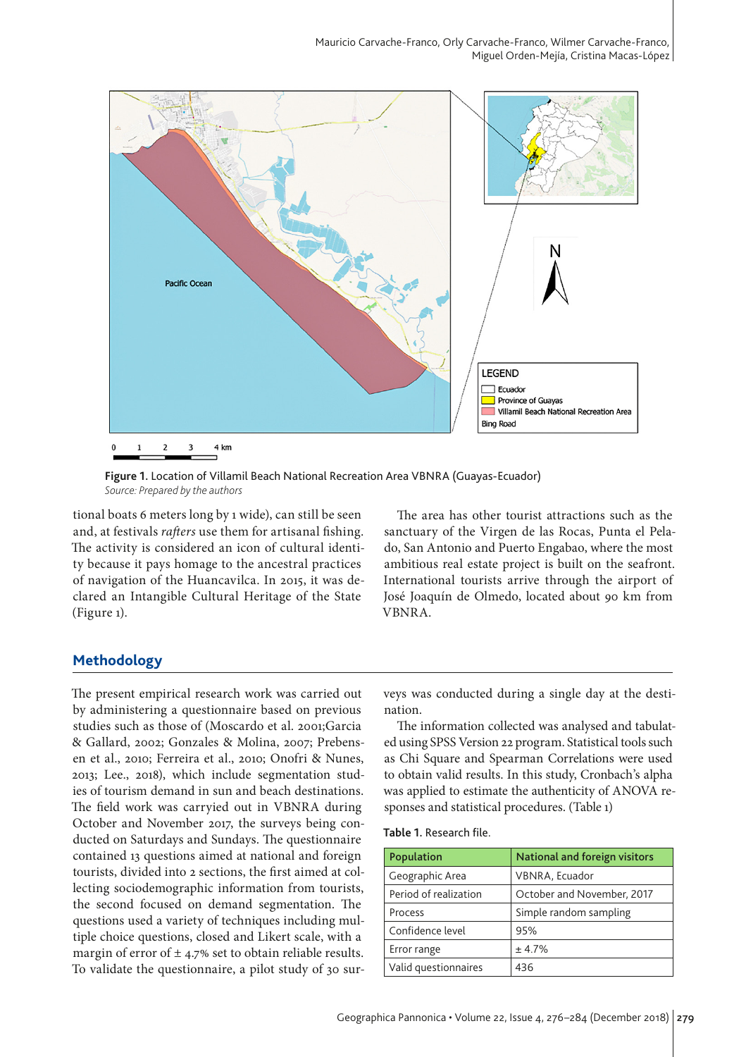Figure 1. Location of Villamil Beach National Recreation Area VBNRA (Guayas-Ecuador)
*Source: Prepared by the authors*

tional boats 6 meters long by 1 wide), can still be seen and, at festivals *rafters* use them for artisanal fishing. The activity is considered an icon of cultural identity because it pays homage to the ancestral practices of navigation of the Huancavilca. In 2015, it was declared an Intangible Cultural Heritage of the State (Figure 1).

The area has other tourist attractions such as the sanctuary of the Virgen de las Rocas, Punta el Pelado, San Antonio and Puerto Engabao, where the most ambitious real estate project is built on the seafront. International tourists arrive through the airport of José Joaquín de Olmedo, located about 90 km from VBNRA.

## Methodology

The present empirical research work was carried out by administering a questionnaire based on previous studies such as those of (Moscardo et al. 2001;Garcia & Gallard, 2002; Gonzales & Molina, 2007; Prebensen et al., 2010; Ferreira et al., 2010; Onofri & Nunes, 2013; Lee., 2018), which include segmentation studies of tourism demand in sun and beach destinations. The field work was carryied out in VBNRA during October and November 2017, the surveys being conducted on Saturdays and Sundays. The questionnaire contained 13 questions aimed at national and foreign tourists, divided into 2 sections, the first aimed at collecting sociodemographic information from tourists, the second focused on demand segmentation. The questions used a variety of techniques including multiple choice questions, closed and Likert scale, with a margin of error of ± 4.7% set to obtain reliable results. To validate the questionnaire, a pilot study of 30 surveys was conducted during a single day at the destination.

The information collected was analysed and tabulated using SPSS Version 22 program. Statistical tools such as Chi Square and Spearman Correlations were used to obtain valid results. In this study, Cronbach's alpha was applied to estimate the authenticity of ANOVA responses and statistical procedures. (Table 1)

**Table 1.** Research file.

| Population | National and foreign visitors |
|---|---|
| Geographic Area | VBNRA, Ecuador |
| Period of realization | October and November, 2017 |
| Process | Simple random sampling |
| Confidence level | 95% |
| Error range | ± 4.7% |
| Valid questionnaires | 436 |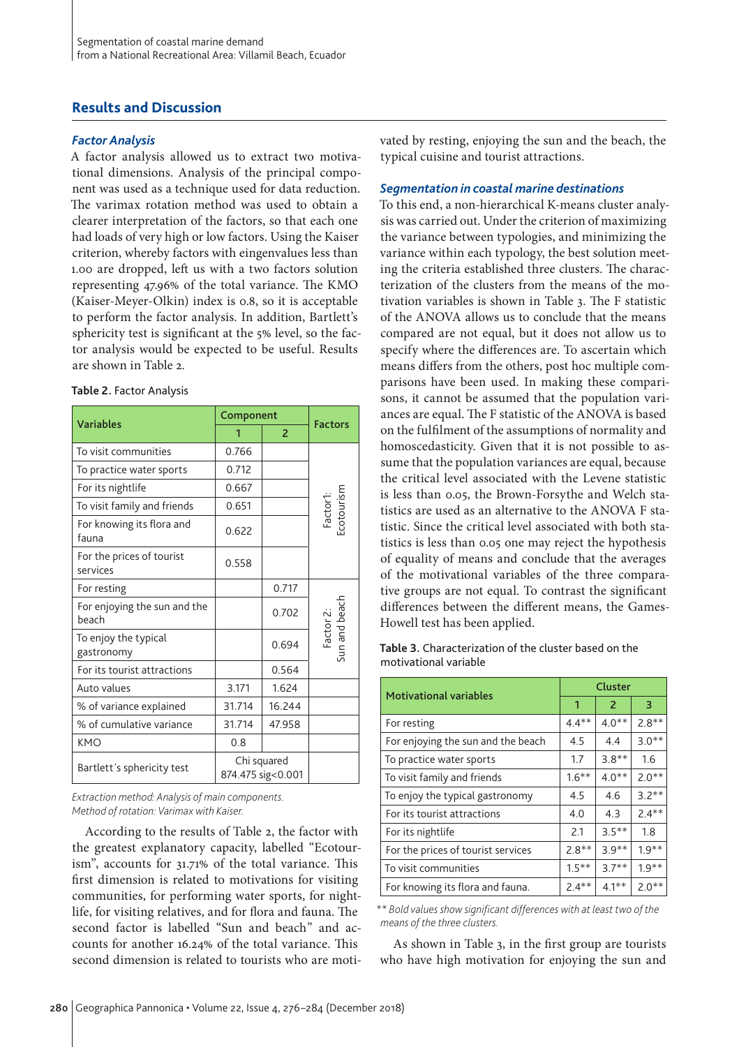## Results and Discussion

### *Factor Analysis*

A factor analysis allowed us to extract two motivational dimensions. Analysis of the principal component was used as a technique used for data reduction. The varimax rotation method was used to obtain a clearer interpretation of the factors, so that each one had loads of very high or low factors. Using the Kaiser criterion, whereby factors with eingenvalues less than 1.00 are dropped, left us with a two factors solution representing 47.96% of the total variance. The KMO (Kaiser-Meyer-Olkin) index is 0.8, so it is acceptable to perform the factor analysis. In addition, Bartlett's sphericity test is significant at the 5% level, so the factor analysis would be expected to be useful. Results are shown in Table 2.

**Table 2.** Factor Analysis

| Variables | Component | | Factors |
|---|---|---|---|
| | 1 | 2 | |
| To visit communities | 0.766 | | Factor1: Ecotourism |
| To practice water sports | 0.712 | | |
| For its nightlife | 0.667 | | |
| To visit family and friends | 0.651 | | |
| For knowing its flora and fauna | 0.622 | | |
| For the prices of tourist services | 0.558 | | |
| For resting | | 0.717 | Factor 2: Sun and beach |
| For enjoying the sun and the beach | | 0.702 | |
| To enjoy the typical gastronomy | | 0.694 | |
| For its tourist attractions | | 0.564 | |
| Auto values | 3.171 | 1.624 | |
| % of variance explained | 31.714 | 16.244 | |
| % of cumulative variance | 31.714 | 47.958 | |
| KMO | 0.8 | | |
| Bartlett´s sphericity test | Chi squared 874.475 sig<0.001 | | |

*Extraction method: Analysis of main components.*
*Method of rotation: Varimax with Kaiser.*

According to the results of Table 2, the factor with the greatest explanatory capacity, labelled "Ecotourism", accounts for 31.71% of the total variance. This first dimension is related to motivations for visiting communities, for performing water sports, for nightlife, for visiting relatives, and for flora and fauna. The second factor is labelled "Sun and beach" and accounts for another 16.24% of the total variance. This second dimension is related to tourists who are motivated by resting, enjoying the sun and the beach, the typical cuisine and tourist attractions.

### *Segmentation in coastal marine destinations*

To this end, a non-hierarchical K-means cluster analysis was carried out. Under the criterion of maximizing the variance between typologies, and minimizing the variance within each typology, the best solution meeting the criteria established three clusters. The characterization of the clusters from the means of the motivation variables is shown in Table 3. The F statistic of the ANOVA allows us to conclude that the means compared are not equal, but it does not allow us to specify where the differences are. To ascertain which means differs from the others, post hoc multiple comparisons have been used. In making these comparisons, it cannot be assumed that the population variances are equal. The F statistic of the ANOVA is based on the fulfilment of the assumptions of normality and homoscedasticity. Given that it is not possible to assume that the population variances are equal, because the critical level associated with the Levene statistic is less than 0.05, the Brown-Forsythe and Welch statistics are used as an alternative to the ANOVA F statistic. Since the critical level associated with both statistics is less than 0.05 one may reject the hypothesis of equality of means and conclude that the averages of the motivational variables of the three comparative groups are not equal. To contrast the significant differences between the different means, the Games-Howell test has been applied.

**Table 3.** Characterization of the cluster based on the motivational variable

| Motivational variables | Cluster | | |
|---|---|---|---|
| | 1 | 2 | 3 |
| For resting | 4.4** | 4.0** | 2.8** |
| For enjoying the sun and the beach | 4.5 | 4.4 | 3.0** |
| To practice water sports | 1.7 | 3.8** | 1.6 |
| To visit family and friends | 1.6** | 4.0** | 2.0** |
| To enjoy the typical gastronomy | 4.5 | 4.6 | 3.2** |
| For its tourist attractions | 4.0 | 4.3 | 2.4** |
| For its nightlife | 2.1 | 3.5** | 1.8 |
| For the prices of tourist services | 2.8** | 3.9** | 1.9** |
| To visit communities | 1.5** | 3.7** | 1.9** |
| For knowing its flora and fauna. | 2.4** | 4.1** | 2.0** |

*\*\* Bold values show significant differences with at least two of the means of the three clusters.*

As shown in Table 3, in the first group are tourists who have high motivation for enjoying the sun and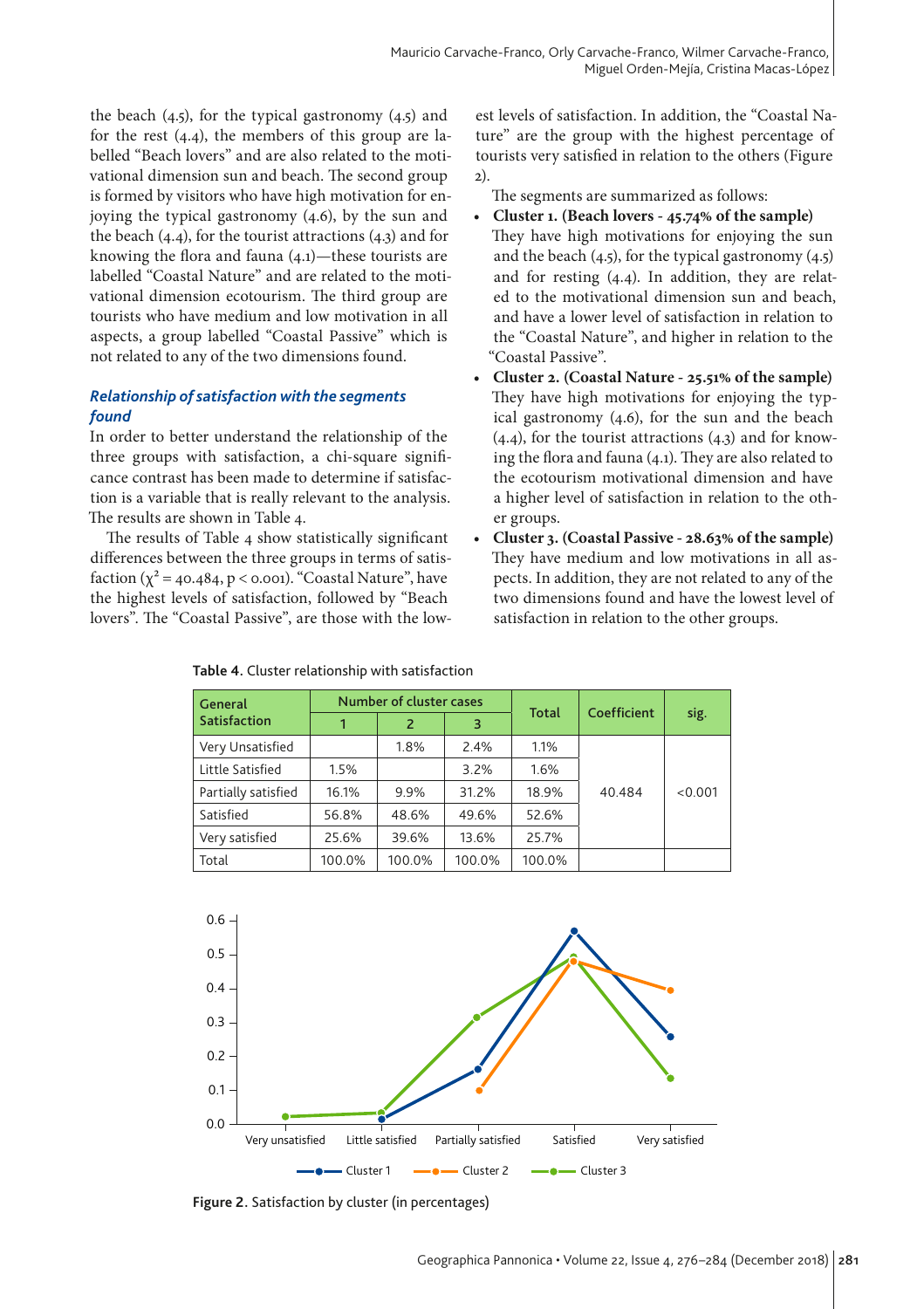the beach (4.5), for the typical gastronomy (4.5) and for the rest (4.4), the members of this group are labelled "Beach lovers" and are also related to the motivational dimension sun and beach. The second group is formed by visitors who have high motivation for enjoying the typical gastronomy (4.6), by the sun and the beach (4.4), for the tourist attractions (4.3) and for knowing the flora and fauna (4.1)—these tourists are labelled "Coastal Nature" and are related to the motivational dimension ecotourism. The third group are tourists who have medium and low motivation in all aspects, a group labelled "Coastal Passive" which is not related to any of the two dimensions found.

### *Relationship of satisfaction with the segments found*

In order to better understand the relationship of the three groups with satisfaction, a chi-square significance contrast has been made to determine if satisfaction is a variable that is really relevant to the analysis. The results are shown in Table 4.

The results of Table 4 show statistically significant differences between the three groups in terms of satisfaction ($\chi^2 = 40.484$, $p < 0.001$). "Coastal Nature", have the highest levels of satisfaction, followed by "Beach lovers". The "Coastal Passive", are those with the lowest levels of satisfaction. In addition, the "Coastal Nature" are the group with the highest percentage of tourists very satisfied in relation to the others (Figure 2).

The segments are summarized as follows:

- **Cluster 1. (Beach lovers - 45.74% of the sample)** They have high motivations for enjoying the sun and the beach (4.5), for the typical gastronomy (4.5) and for resting (4.4). In addition, they are related to the motivational dimension sun and beach, and have a lower level of satisfaction in relation to the "Coastal Nature", and higher in relation to the "Coastal Passive".
- **Cluster 2. (Coastal Nature - 25.51% of the sample)** They have high motivations for enjoying the typical gastronomy (4.6), for the sun and the beach (4.4), for the tourist attractions (4.3) and for knowing the flora and fauna (4.1). They are also related to the ecotourism motivational dimension and have a higher level of satisfaction in relation to the other groups.
- **Cluster 3. (Coastal Passive - 28.63% of the sample)** They have medium and low motivations in all aspects. In addition, they are not related to any of the two dimensions found and have the lowest level of satisfaction in relation to the other groups.

**Table 4.** Cluster relationship with satisfaction

| General Satisfaction | Number of cluster cases | | | Total | Coefficient | sig. |
|---|---|---|---|---|---|---|
| | 1 | 2 | 3 | | | |
| Very Unsatisfied | | 1.8% | 2.4% | 1.1% | | |
| Little Satisfied | 1.5% | | 3.2% | 1.6% | | |
| Partially satisfied | 16.1% | 9.9% | 31.2% | 18.9% | 40.484 | <0.001 |
| Satisfied | 56.8% | 48.6% | 49.6% | 52.6% | | |
| Very satisfied | 25.6% | 39.6% | 13.6% | 25.7% | | |
| Total | 100.0% | 100.0% | 100.0% | 100.0% | | |

**Figure 2.** Satisfaction by cluster (in percentages)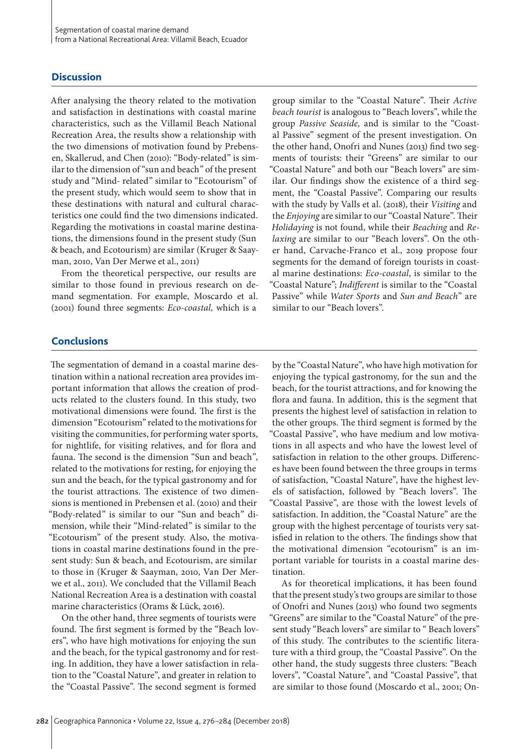## Discussion

After analysing the theory related to the motivation and satisfaction in destinations with coastal marine characteristics, such as the Villamil Beach National Recreation Area, the results show a relationship with the two dimensions of motivation found by Prebensen, Skallerud, and Chen (2010): "Body-related" is similar to the dimension of "sun and beach" of the present study and "Mind- related" similar to "Ecotourism" of the present study, which would seem to show that in these destinations with natural and cultural characteristics one could find the two dimensions indicated. Regarding the motivations in coastal marine destinations, the dimensions found in the present study (Sun & beach, and Ecotourism) are similar (Kruger & Saayman, 2010, Van Der Merwe et al., 2011)

From the theoretical perspective, our results are similar to those found in previous research on demand segmentation. For example, Moscardo et al. (2001) found three segments: *Eco-coastal,* which is a group similar to the "Coastal Nature". Their *Active beach tourist* is analogous to "Beach lovers", while the group *Passive Seaside,* and is similar to the "Coastal Passive" segment of the present investigation. On the other hand, Onofri and Nunes (2013) find two segments of tourists: their "Greens" are similar to our "Coastal Nature" and both our "Beach lovers" are similar. Our findings show the existence of a third segment, the "Coastal Passive". Comparing our results with the study by Valls et al. (2018), their *Visiting* and the *Enjoying* are similar to our "Coastal Nature". Their *Holidaying* is not found, while their *Beaching* and *Relaxing* are similar to our "Beach lovers". On the other hand, Carvache-Franco et al., 2019 propose four segments for the demand of foreign tourists in coastal marine destinations: *Eco-coastal*, is similar to the "Coastal Nature"; *Indifferent* is similar to the "Coastal Passive" while *Water Sports* and *Sun and Beach*" are similar to our "Beach lovers".

## Conclusions

The segmentation of demand in a coastal marine destination within a national recreation area provides important information that allows the creation of products related to the clusters found. In this study, two motivational dimensions were found. The first is the dimension "Ecotourism" related to the motivations for visiting the communities, for performing water sports, for nightlife, for visiting relatives, and for flora and fauna. The second is the dimension "Sun and beach", related to the motivations for resting, for enjoying the sun and the beach, for the typical gastronomy and for the tourist attractions. The existence of two dimensions is mentioned in Prebensen et al. (2010) and their "Body-related" is similar to our "Sun and beach" dimension, while their "Mind-related" is similar to the "Ecotourism" of the present study. Also, the motivations in coastal marine destinations found in the present study: Sun & beach, and Ecotourism, are similar to those in (Kruger & Saayman, 2010, Van Der Merwe et al., 2011). We concluded that the Villamil Beach National Recreation Area is a destination with coastal marine characteristics (Orams & Lück, 2016).

On the other hand, three segments of tourists were found. The first segment is formed by the "Beach lovers", who have high motivations for enjoying the sun and the beach, for the typical gastronomy and for resting. In addition, they have a lower satisfaction in relation to the "Coastal Nature", and greater in relation to the "Coastal Passive". The second segment is formed by the "Coastal Nature", who have high motivation for enjoying the typical gastronomy, for the sun and the beach, for the tourist attractions, and for knowing the flora and fauna. In addition, this is the segment that presents the highest level of satisfaction in relation to the other groups. The third segment is formed by the "Coastal Passive", who have medium and low motivations in all aspects and who have the lowest level of satisfaction in relation to the other groups. Differences have been found between the three groups in terms of satisfaction, "Coastal Nature", have the highest levels of satisfaction, followed by "Beach lovers". The "Coastal Passive", are those with the lowest levels of satisfaction. In addition, the "Coastal Nature" are the group with the highest percentage of tourists very satisfied in relation to the others. The findings show that the motivational dimension "ecotourism" is an important variable for tourists in a coastal marine destination.

As for theoretical implications, it has been found that the present study's two groups are similar to those of Onofri and Nunes (2013) who found two segments "Greens" are similar to the "Coastal Nature" of the present study "Beach lovers" are similar to " Beach lovers" of this study. The contributes to the scientific literature with a third group, the "Coastal Passive". On the other hand, the study suggests three clusters: "Beach lovers", "Coastal Nature", and "Coastal Passive", that are similar to those found (Moscardo et al., 2001; On-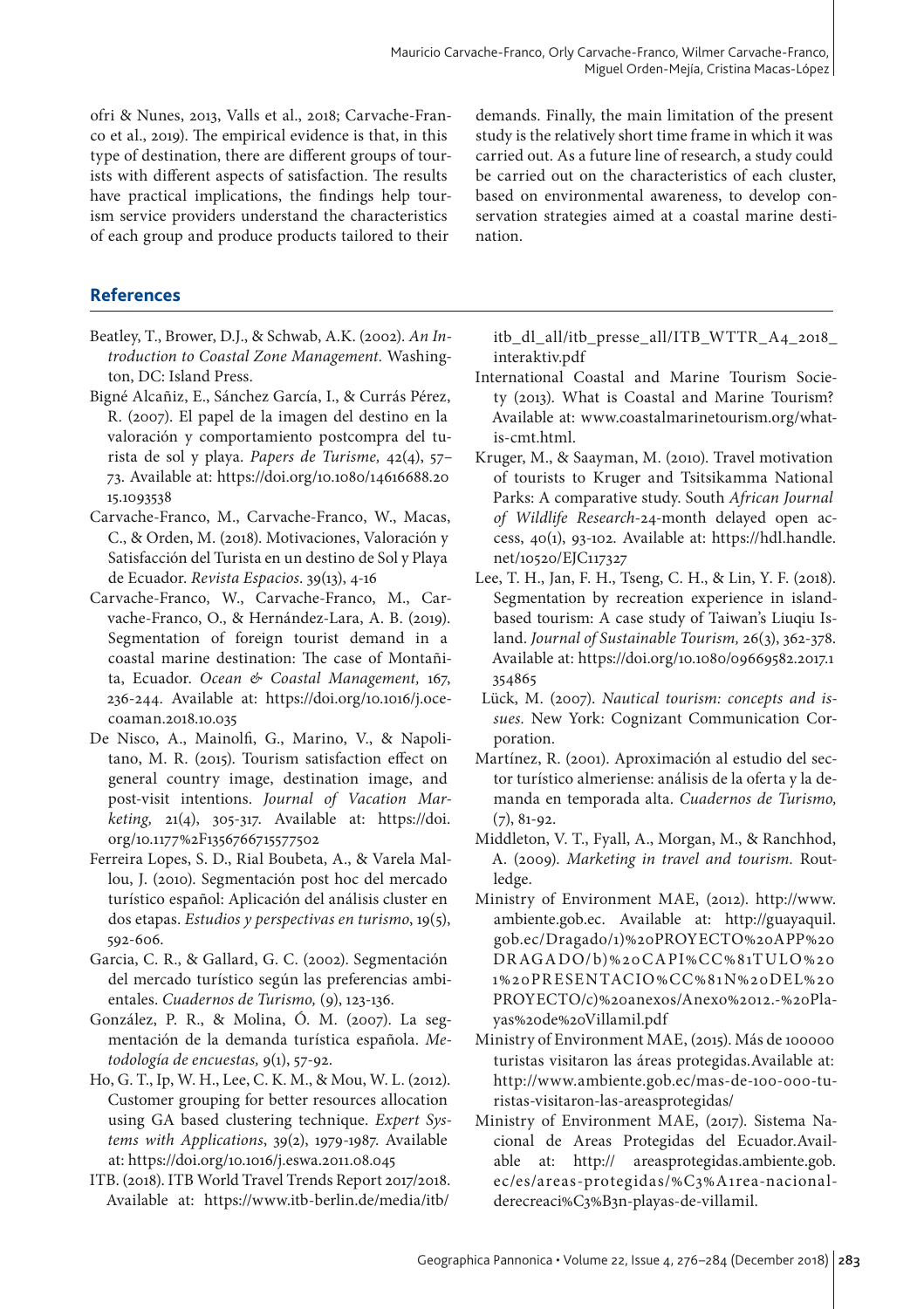ofri & Nunes, 2013, Valls et al., 2018; Carvache-Franco et al., 2019). The empirical evidence is that, in this type of destination, there are different groups of tourists with different aspects of satisfaction. The results have practical implications, the findings help tourism service providers understand the characteristics of each group and produce products tailored to their demands. Finally, the main limitation of the present study is the relatively short time frame in which it was carried out. As a future line of research, a study could be carried out on the characteristics of each cluster, based on environmental awareness, to develop conservation strategies aimed at a coastal marine destination.

## References

Beatley, T., Brower, D.J., & Schwab, A.K. (2002). *An Introduction to Coastal Zone Management.* Washington, DC: Island Press.

Bigné Alcañiz, E., Sánchez García, I., & Currás Pérez, R. (2007). El papel de la imagen del destino en la valoración y comportamiento postcompra del turista de sol y playa. *Papers de Turisme,* 42(4), 57–73. Available at: https://doi.org/10.1080/14616688.2015.1093538

Carvache-Franco, M., Carvache-Franco, W., Macas, C., & Orden, M. (2018). Motivaciones, Valoración y Satisfacción del Turista en un destino de Sol y Playa de Ecuador. *Revista Espacios*. 39(13), 4-16

Carvache-Franco, W., Carvache-Franco, M., Carvache-Franco, O., & Hernández-Lara, A. B. (2019). Segmentation of foreign tourist demand in a coastal marine destination: The case of Montañita, Ecuador. *Ocean & Coastal Management,* 167, 236-244. Available at: https://doi.org/10.1016/j.ocecoaman.2018.10.035

De Nisco, A., Mainolfi, G., Marino, V., & Napolitano, M. R. (2015). Tourism satisfaction effect on general country image, destination image, and post-visit intentions. *Journal of Vacation Marketing,* 21(4), 305-317. Available at: https://doi.org/10.1177%2F1356766715577502

Ferreira Lopes, S. D., Rial Boubeta, A., & Varela Mallou, J. (2010). Segmentación post hoc del mercado turístico español: Aplicación del análisis cluster en dos etapas. *Estudios y perspectivas en turismo*, 19(5), 592-606.

Garcia, C. R., & Gallard, G. C. (2002). Segmentación del mercado turístico según las preferencias ambientales. *Cuadernos de Turismo,* (9), 123-136.

González, P. R., & Molina, Ó. M. (2007). La segmentación de la demanda turística española. *Metodología de encuestas,* 9(1), 57-92.

Ho, G. T., Ip, W. H., Lee, C. K. M., & Mou, W. L. (2012). Customer grouping for better resources allocation using GA based clustering technique. *Expert Systems with Applications*, 39(2), 1979-1987. Available at: https://doi.org/10.1016/j.eswa.2011.08.045

ITB. (2018). ITB World Travel Trends Report 2017/2018. Available at: https://www.itb-berlin.de/media/itb/itb_dl_all/itb_presse_all/ITB_WTTR_A4_2018_interaktiv.pdf

International Coastal and Marine Tourism Society (2013). What is Coastal and Marine Tourism? Available at: www.coastalmarinetourism.org/what-is-cmt.html.

Kruger, M., & Saayman, M. (2010). Travel motivation of tourists to Kruger and Tsitsikamma National Parks: A comparative study. South *African Journal of Wildlife Research*-24-month delayed open access, 40(1), 93-102. Available at: https://hdl.handle.net/10520/EJC117327

Lee, T. H., Jan, F. H., Tseng, C. H., & Lin, Y. F. (2018). Segmentation by recreation experience in island-based tourism: A case study of Taiwan's Liuqiu Island. *Journal of Sustainable Tourism,* 26(3), 362-378. Available at: https://doi.org/10.1080/09669582.2017.1354865

Lück, M. (2007). *Nautical tourism: concepts and issues.* New York: Cognizant Communication Corporation.

Martínez, R. (2001). Aproximación al estudio del sector turístico almeriense: análisis de la oferta y la demanda en temporada alta. *Cuadernos de Turismo,* (7), 81-92.

Middleton, V. T., Fyall, A., Morgan, M., & Ranchhod, A. (2009). *Marketing in travel and tourism.* Routledge.

Ministry of Environment MAE, (2012). http://www.ambiente.gob.ec. Available at: http://guayaquil.gob.ec/Dragado/1)%20PROYECTO%20APP%20DRAGADO/b)%20CAPI%CC%81TULO%201%20PRESENTACIO%CC%81N%20DEL%20PROYECTO/c)%20anexos/Anexo%2012.-%20Playas%20de%20Villamil.pdf

Ministry of Environment MAE, (2015). Más de 100000 turistas visitaron las áreas protegidas.Available at: http://www.ambiente.gob.ec/mas-de-100-000-turistas-visitaron-las-areasprotegidas/

Ministry of Environment MAE, (2017). Sistema Nacional de Areas Protegidas del Ecuador.Available at: http:// areasprotegidas.ambiente.gob.ec/es/areas-protegidas/%C3%A1rea-nacional-derecreaci%C3%B3n-playas-de-villamil.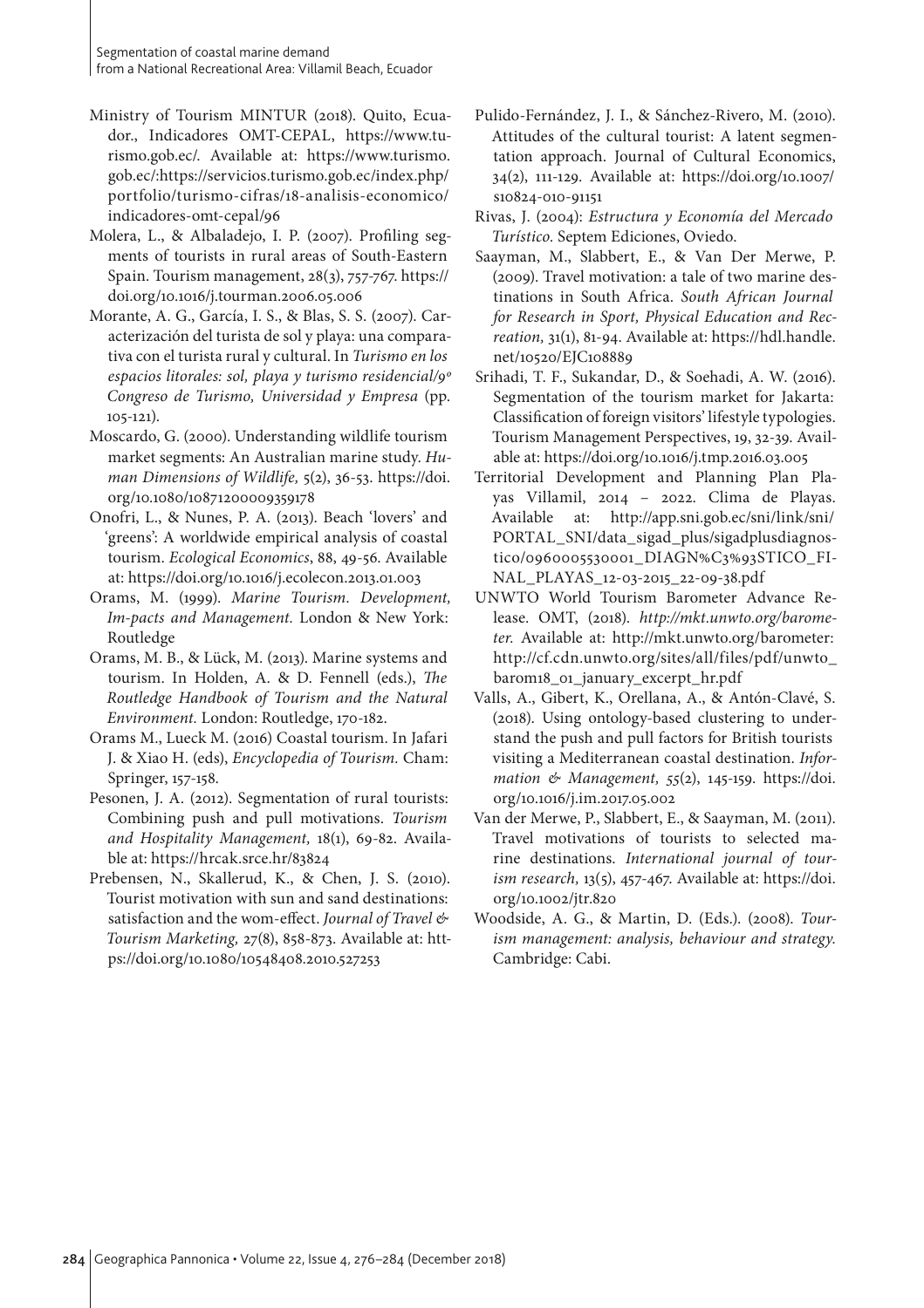Ministry of Tourism MINTUR (2018). Quito, Ecuador., Indicadores OMT-CEPAL, https://www.turismo.gob.ec/. Available at: https://www.turismo.gob.ec/:https://servicios.turismo.gob.ec/index.php/portfolio/turismo-cifras/18-analisis-economico/indicadores-omt-cepal/96

Molera, L., & Albaladejo, I. P. (2007). Profiling segments of tourists in rural areas of South-Eastern Spain. Tourism management, 28(3), 757-767. https://doi.org/10.1016/j.tourman.2006.05.006

Morante, A. G., García, I. S., & Blas, S. S. (2007). Caracterización del turista de sol y playa: una comparativa con el turista rural y cultural. In *Turismo en los espacios litorales: sol, playa y turismo residencial/9º Congreso de Turismo, Universidad y Empresa* (pp. 105-121).

Moscardo, G. (2000). Understanding wildlife tourism market segments: An Australian marine study. *Human Dimensions of Wildlife,* 5(2), 36-53. https://doi.org/10.1080/10871200009359178

Onofri, L., & Nunes, P. A. (2013). Beach 'lovers' and 'greens': A worldwide empirical analysis of coastal tourism. *Ecological Economics*, 88, 49-56. Available at: https://doi.org/10.1016/j.ecolecon.2013.01.003

Orams, M. (1999). *Marine Tourism. Development, Im-pacts and Management.* London & New York: Routledge

Orams, M. B., & Lück, M. (2013). Marine systems and tourism. In Holden, A. & D. Fennell (eds.), *The Routledge Handbook of Tourism and the Natural Environment.* London: Routledge, 170-182.

Orams M., Lueck M. (2016) Coastal tourism. In Jafari J. & Xiao H. (eds), *Encyclopedia of Tourism.* Cham: Springer, 157-158.

Pesonen, J. A. (2012). Segmentation of rural tourists: Combining push and pull motivations. *Tourism and Hospitality Management,* 18(1), 69-82. Available at: https://hrcak.srce.hr/83824

Prebensen, N., Skallerud, K., & Chen, J. S. (2010). Tourist motivation with sun and sand destinations: satisfaction and the wom-effect. *Journal of Travel & Tourism Marketing,* 27(8), 858-873. Available at: https://doi.org/10.1080/10548408.2010.527253

Pulido-Fernández, J. I., & Sánchez-Rivero, M. (2010). Attitudes of the cultural tourist: A latent segmentation approach. Journal of Cultural Economics, 34(2), 111-129. Available at: https://doi.org/10.1007/s10824-010-91151

Rivas, J. (2004): *Estructura y Economía del Mercado Turístico.* Septem Ediciones, Oviedo.

Saayman, M., Slabbert, E., & Van Der Merwe, P. (2009). Travel motivation: a tale of two marine destinations in South Africa. *South African Journal for Research in Sport, Physical Education and Recreation,* 31(1), 81-94. Available at: https://hdl.handle.net/10520/EJC108889

Srihadi, T. F., Sukandar, D., & Soehadi, A. W. (2016). Segmentation of the tourism market for Jakarta: Classification of foreign visitors' lifestyle typologies. Tourism Management Perspectives, 19, 32-39. Available at: https://doi.org/10.1016/j.tmp.2016.03.005

Territorial Development and Planning Plan Playas Villamil, 2014 – 2022. Clima de Playas. Available at: http://app.sni.gob.ec/sni/link/sni/PORTAL_SNI/data_sigad_plus/sigadplusdiagnostico/0960005530001_DIAGN%C3%93STICO_FINAL_PLAYAS_12-03-2015_22-09-38.pdf

UNWTO World Tourism Barometer Advance Release. OMT, (2018). *http://mkt.unwto.org/barometer.* Available at: http://mkt.unwto.org/barometer: http://cf.cdn.unwto.org/sites/all/files/pdf/unwto_barom18_01_january_excerpt_hr.pdf

Valls, A., Gibert, K., Orellana, A., & Antón-Clavé, S. (2018). Using ontology-based clustering to understand the push and pull factors for British tourists visiting a Mediterranean coastal destination. *Information & Management, 55*(2), 145-159. https://doi.org/10.1016/j.im.2017.05.002

Van der Merwe, P., Slabbert, E., & Saayman, M. (2011). Travel motivations of tourists to selected marine destinations. *International journal of tourism research,* 13(5), 457-467. Available at: https://doi.org/10.1002/jtr.820

Woodside, A. G., & Martin, D. (Eds.). (2008). *Tourism management: analysis, behaviour and strategy.* Cambridge: Cabi.